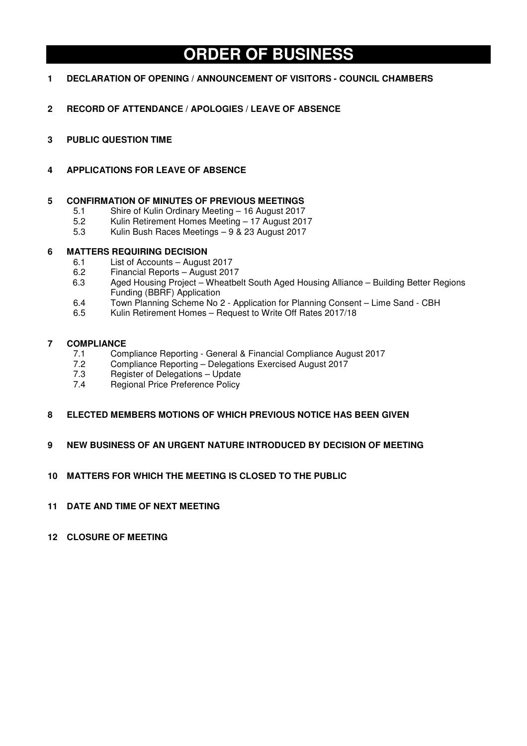# ORDER OF BUSINESS

**1 DECLARATION OF OPENING / ANNOUNCEMENT OF VISITORS - COUNCIL CHAMBERS**

**2 RECORD OF ATTENDANCE / APOLOGIES / LEAVE OF ABSENCE**

**3 PUBLIC QUESTION TIME**

**4 APPLICATIONS FOR LEAVE OF ABSENCE**

**5 CONFIRMATION OF MINUTES OF PREVIOUS MEETINGS**

- 5.1 Shire of Kulin Ordinary Meeting – 16 August 2017
- 5.2 Kulin Retirement Homes Meeting – 17 August 2017
- 5.3 Kulin Bush Races Meetings – 9 & 23 August 2017

**6 MATTERS REQUIRING DECISION**

- 6.1 List of Accounts – August 2017
- 6.2 Financial Reports – August 2017
- 6.3 Aged Housing Project – Wheatbelt South Aged Housing Alliance – Building Better Regions Funding (BBRF) Application
- 6.4 Town Planning Scheme No 2 - Application for Planning Consent – Lime Sand - CBH
- 6.5 Kulin Retirement Homes – Request to Write Off Rates 2017/18

**7 COMPLIANCE**

- 7.1 Compliance Reporting - General & Financial Compliance August 2017
- 7.2 Compliance Reporting – Delegations Exercised August 2017
- 7.3 Register of Delegations – Update
- 7.4 Regional Price Preference Policy

**8 ELECTED MEMBERS MOTIONS OF WHICH PREVIOUS NOTICE HAS BEEN GIVEN**

**9 NEW BUSINESS OF AN URGENT NATURE INTRODUCED BY DECISION OF MEETING**

**10 MATTERS FOR WHICH THE MEETING IS CLOSED TO THE PUBLIC**

**11 DATE AND TIME OF NEXT MEETING**

**12 CLOSURE OF MEETING**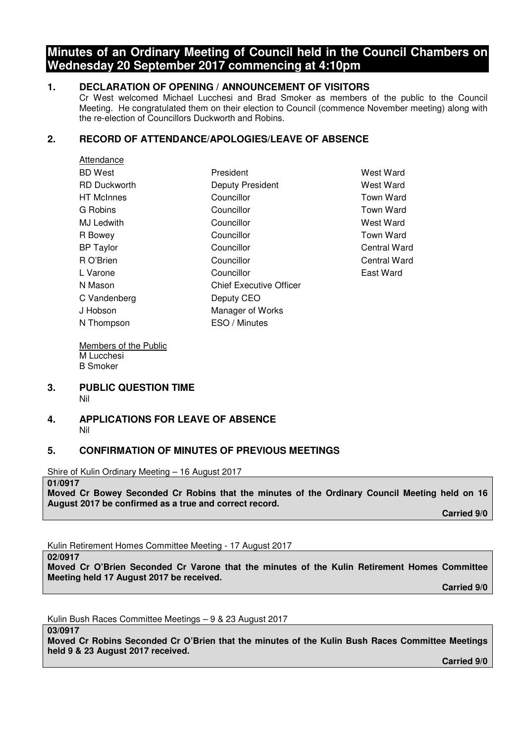# Minutes of an Ordinary Meeting of Council held in the Council Chambers on Wednesday 20 September 2017 commencing at 4:10pm

## 1. DECLARATION OF OPENING / ANNOUNCEMENT OF VISITORS

Cr West welcomed Michael Lucchesi and Brad Smoker as members of the public to the Council Meeting. He congratulated them on their election to Council (commence November meeting) along with the re-election of Councillors Duckworth and Robins.

## 2. RECORD OF ATTENDANCE/APOLOGIES/LEAVE OF ABSENCE

Attendance

| | | |
|---|---|---|
| BD West | President | West Ward |
| RD Duckworth | Deputy President | West Ward |
| HT McInnes | Councillor | Town Ward |
| G Robins | Councillor | Town Ward |
| MJ Ledwith | Councillor | West Ward |
| R Bowey | Councillor | Town Ward |
| BP Taylor | Councillor | Central Ward |
| R O'Brien | Councillor | Central Ward |
| L Varone | Councillor | East Ward |
| N Mason | Chief Executive Officer | |
| C Vandenberg | Deputy CEO | |
| J Hobson | Manager of Works | |
| N Thompson | ESO / Minutes | |

Members of the Public
M Lucchesi
B Smoker

## 3. PUBLIC QUESTION TIME

Nil

## 4. APPLICATIONS FOR LEAVE OF ABSENCE

Nil

## 5. CONFIRMATION OF MINUTES OF PREVIOUS MEETINGS

Shire of Kulin Ordinary Meeting – 16 August 2017

**01/0917**
**Moved Cr Bowey Seconded Cr Robins that the minutes of the Ordinary Council Meeting held on 16 August 2017 be confirmed as a true and correct record.**

**Carried 9/0**

Kulin Retirement Homes Committee Meeting - 17 August 2017

**02/0917**
**Moved Cr O'Brien Seconded Cr Varone that the minutes of the Kulin Retirement Homes Committee Meeting held 17 August 2017 be received.**

**Carried 9/0**

Kulin Bush Races Committee Meetings – 9 & 23 August 2017

**03/0917**
**Moved Cr Robins Seconded Cr O'Brien that the minutes of the Kulin Bush Races Committee Meetings held 9 & 23 August 2017 received.**

**Carried 9/0**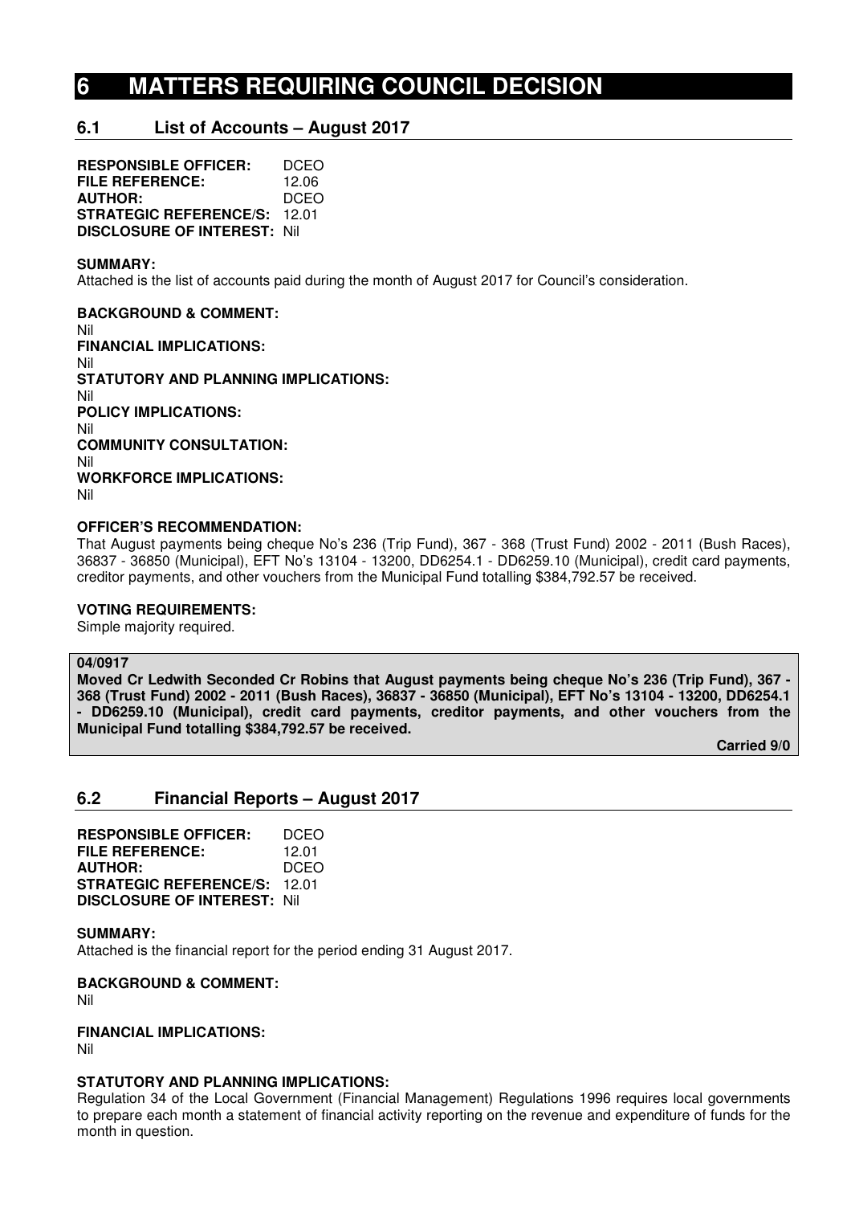# 6 MATTERS REQUIRING COUNCIL DECISION

## 6.1 List of Accounts – August 2017

**RESPONSIBLE OFFICER:** DCEO
**FILE REFERENCE:** 12.06
**AUTHOR:** DCEO
**STRATEGIC REFERENCE/S:** 12.01
**DISCLOSURE OF INTEREST:** Nil

**SUMMARY:**
Attached is the list of accounts paid during the month of August 2017 for Council's consideration.

**BACKGROUND & COMMENT:**
Nil
**FINANCIAL IMPLICATIONS:**
Nil
**STATUTORY AND PLANNING IMPLICATIONS:**
Nil
**POLICY IMPLICATIONS:**
Nil
**COMMUNITY CONSULTATION:**
Nil
**WORKFORCE IMPLICATIONS:**
Nil

**OFFICER'S RECOMMENDATION:**
That August payments being cheque No's 236 (Trip Fund), 367 - 368 (Trust Fund) 2002 - 2011 (Bush Races), 36837 - 36850 (Municipal), EFT No's 13104 - 13200, DD6254.1 - DD6259.10 (Municipal), credit card payments, creditor payments, and other vouchers from the Municipal Fund totalling $384,792.57 be received.

**VOTING REQUIREMENTS:**
Simple majority required.

**04/0917**
**Moved Cr Ledwith Seconded Cr Robins that August payments being cheque No's 236 (Trip Fund), 367 - 368 (Trust Fund) 2002 - 2011 (Bush Races), 36837 - 36850 (Municipal), EFT No's 13104 - 13200, DD6254.1 - DD6259.10 (Municipal), credit card payments, creditor payments, and other vouchers from the Municipal Fund totalling $384,792.57 be received.**

**Carried 9/0**

## 6.2 Financial Reports – August 2017

**RESPONSIBLE OFFICER:** DCEO
**FILE REFERENCE:** 12.01
**AUTHOR:** DCEO
**STRATEGIC REFERENCE/S:** 12.01
**DISCLOSURE OF INTEREST:** Nil

**SUMMARY:**
Attached is the financial report for the period ending 31 August 2017.

**BACKGROUND & COMMENT:**
Nil

**FINANCIAL IMPLICATIONS:**
Nil

**STATUTORY AND PLANNING IMPLICATIONS:**
Regulation 34 of the Local Government (Financial Management) Regulations 1996 requires local governments to prepare each month a statement of financial activity reporting on the revenue and expenditure of funds for the month in question.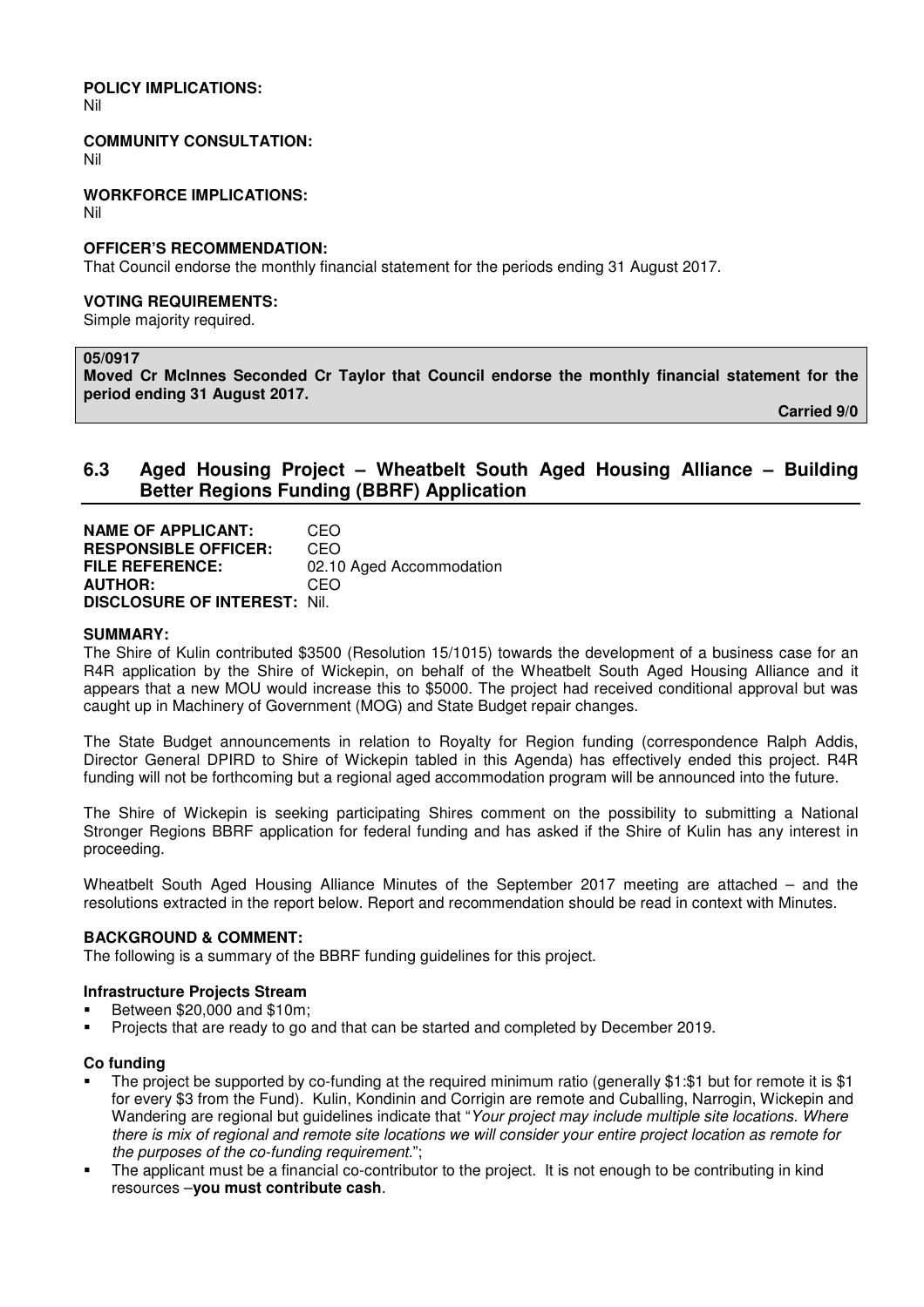**POLICY IMPLICATIONS:**
Nil

**COMMUNITY CONSULTATION:**
Nil

**WORKFORCE IMPLICATIONS:**
Nil

**OFFICER'S RECOMMENDATION:**
That Council endorse the monthly financial statement for the periods ending 31 August 2017.

**VOTING REQUIREMENTS:**
Simple majority required.

**05/0917**
**Moved Cr McInnes Seconded Cr Taylor that Council endorse the monthly financial statement for the period ending 31 August 2017.**

**Carried 9/0**

## 6.3 Aged Housing Project – Wheatbelt South Aged Housing Alliance – Building Better Regions Funding (BBRF) Application

**NAME OF APPLICANT:** CEO
**RESPONSIBLE OFFICER:** CEO
**FILE REFERENCE:** 02.10 Aged Accommodation
**AUTHOR:** CEO
**DISCLOSURE OF INTEREST:** Nil.

**SUMMARY:**
The Shire of Kulin contributed $3500 (Resolution 15/1015) towards the development of a business case for an R4R application by the Shire of Wickepin, on behalf of the Wheatbelt South Aged Housing Alliance and it appears that a new MOU would increase this to $5000. The project had received conditional approval but was caught up in Machinery of Government (MOG) and State Budget repair changes.

The State Budget announcements in relation to Royalty for Region funding (correspondence Ralph Addis, Director General DPIRD to Shire of Wickepin tabled in this Agenda) has effectively ended this project. R4R funding will not be forthcoming but a regional aged accommodation program will be announced into the future.

The Shire of Wickepin is seeking participating Shires comment on the possibility to submitting a National Stronger Regions BBRF application for federal funding and has asked if the Shire of Kulin has any interest in proceeding.

Wheatbelt South Aged Housing Alliance Minutes of the September 2017 meeting are attached – and the resolutions extracted in the report below. Report and recommendation should be read in context with Minutes.

**BACKGROUND & COMMENT:**
The following is a summary of the BBRF funding guidelines for this project.

**Infrastructure Projects Stream**

- Between $20,000 and $10m;
- Projects that are ready to go and that can be started and completed by December 2019.

**Co funding**

- The project be supported by co-funding at the required minimum ratio (generally $1:$1 but for remote it is $1 for every $3 from the Fund). Kulin, Kondinin and Corrigin are remote and Cuballing, Narrogin, Wickepin and Wandering are regional but guidelines indicate that "*Your project may include multiple site locations. Where there is mix of regional and remote site locations we will consider your entire project location as remote for the purposes of the co-funding requirement.*";
- The applicant must be a financial co-contributor to the project. It is not enough to be contributing in kind resources –**you must contribute cash**.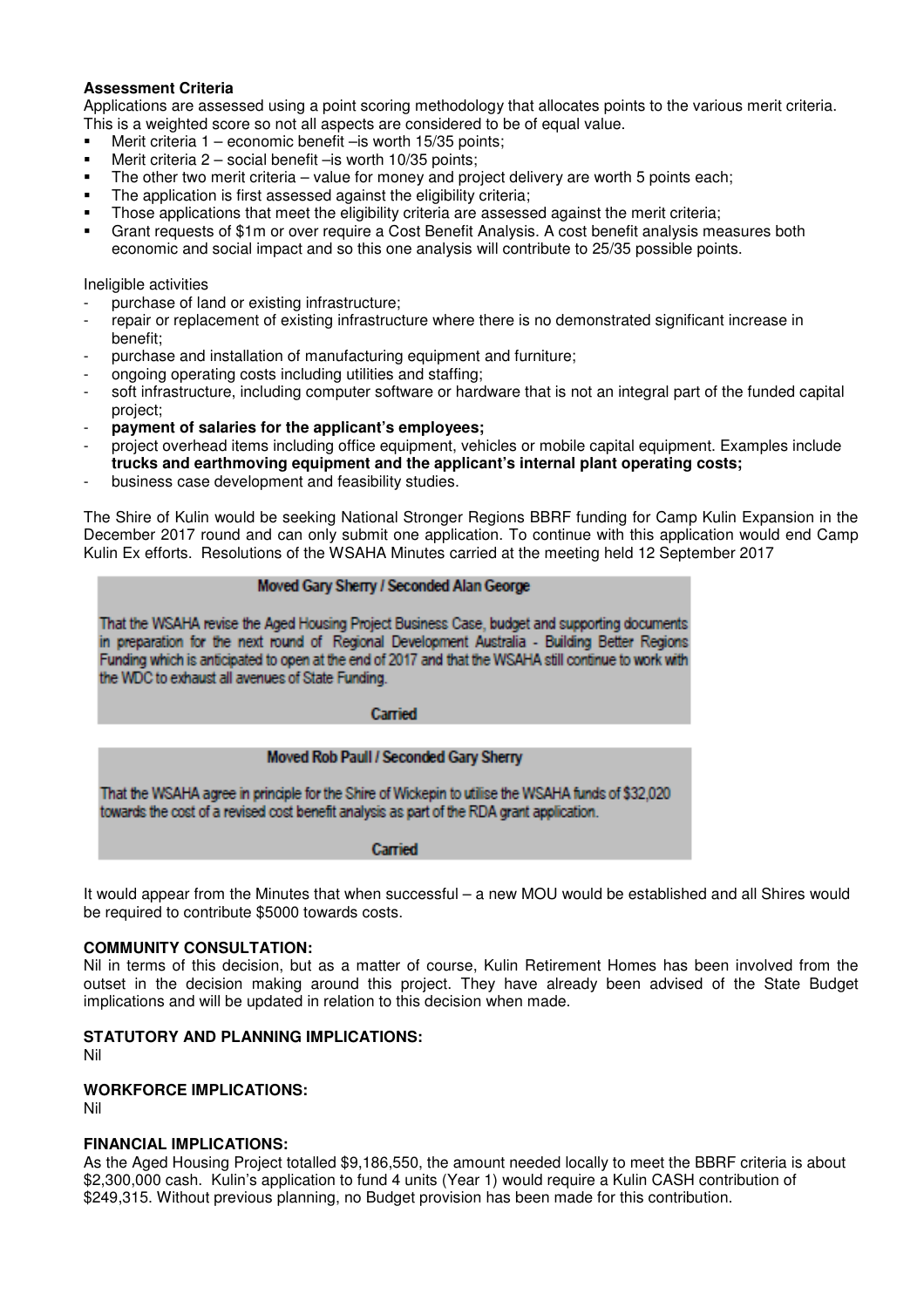**Assessment Criteria**

Applications are assessed using a point scoring methodology that allocates points to the various merit criteria. This is a weighted score so not all aspects are considered to be of equal value.

- Merit criteria 1 – economic benefit –is worth 15/35 points;
- Merit criteria 2 – social benefit –is worth 10/35 points;
- The other two merit criteria – value for money and project delivery are worth 5 points each;
- The application is first assessed against the eligibility criteria;
- Those applications that meet the eligibility criteria are assessed against the merit criteria;
- Grant requests of $1m or over require a Cost Benefit Analysis. A cost benefit analysis measures both economic and social impact and so this one analysis will contribute to 25/35 possible points.

Ineligible activities

- purchase of land or existing infrastructure;
- repair or replacement of existing infrastructure where there is no demonstrated significant increase in benefit;
- purchase and installation of manufacturing equipment and furniture;
- ongoing operating costs including utilities and staffing;
- soft infrastructure, including computer software or hardware that is not an integral part of the funded capital project;
- **payment of salaries for the applicant's employees;**
- project overhead items including office equipment, vehicles or mobile capital equipment. Examples include **trucks and earthmoving equipment and the applicant's internal plant operating costs;**
- business case development and feasibility studies.

The Shire of Kulin would be seeking National Stronger Regions BBRF funding for Camp Kulin Expansion in the December 2017 round and can only submit one application. To continue with this application would end Camp Kulin Ex efforts. Resolutions of the WSAHA Minutes carried at the meeting held 12 September 2017

**Moved Gary Sherry / Seconded Alan George**

That the WSAHA revise the Aged Housing Project Business Case, budget and supporting documents in preparation for the next round of Regional Development Australia - Building Better Regions Funding which is anticipated to open at the end of 2017 and that the WSAHA still continue to work with the WDC to exhaust all avenues of State Funding.

**Carried**

**Moved Rob Paull / Seconded Gary Sherry**

That the WSAHA agree in principle for the Shire of Wickepin to utilise the WSAHA funds of $32,020 towards the cost of a revised cost benefit analysis as part of the RDA grant application.

**Carried**

It would appear from the Minutes that when successful – a new MOU would be established and all Shires would be required to contribute $5000 towards costs.

**COMMUNITY CONSULTATION:**

Nil in terms of this decision, but as a matter of course, Kulin Retirement Homes has been involved from the outset in the decision making around this project. They have already been advised of the State Budget implications and will be updated in relation to this decision when made.

**STATUTORY AND PLANNING IMPLICATIONS:**

Nil

**WORKFORCE IMPLICATIONS:**

Nil

**FINANCIAL IMPLICATIONS:**

As the Aged Housing Project totalled $9,186,550, the amount needed locally to meet the BBRF criteria is about $2,300,000 cash. Kulin's application to fund 4 units (Year 1) would require a Kulin CASH contribution of $249,315. Without previous planning, no Budget provision has been made for this contribution.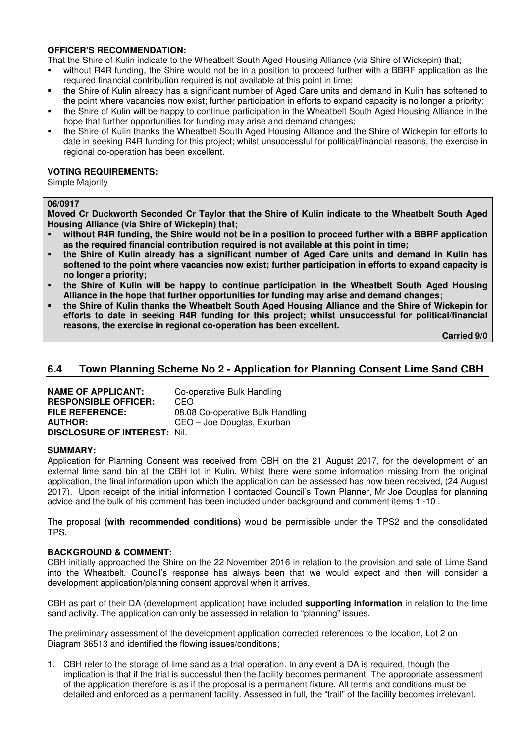**OFFICER'S RECOMMENDATION:**

That the Shire of Kulin indicate to the Wheatbelt South Aged Housing Alliance (via Shire of Wickepin) that;

- without R4R funding, the Shire would not be in a position to proceed further with a BBRF application as the required financial contribution required is not available at this point in time;
- the Shire of Kulin already has a significant number of Aged Care units and demand in Kulin has softened to the point where vacancies now exist; further participation in efforts to expand capacity is no longer a priority;
- the Shire of Kulin will be happy to continue participation in the Wheatbelt South Aged Housing Alliance in the hope that further opportunities for funding may arise and demand changes;
- the Shire of Kulin thanks the Wheatbelt South Aged Housing Alliance and the Shire of Wickepin for efforts to date in seeking R4R funding for this project; whilst unsuccessful for political/financial reasons, the exercise in regional co-operation has been excellent.

**VOTING REQUIREMENTS:**

Simple Majority

**06/0917**

**Moved Cr Duckworth Seconded Cr Taylor that the Shire of Kulin indicate to the Wheatbelt South Aged Housing Alliance (via Shire of Wickepin) that;**

- **without R4R funding, the Shire would not be in a position to proceed further with a BBRF application as the required financial contribution required is not available at this point in time;**
- **the Shire of Kulin already has a significant number of Aged Care units and demand in Kulin has softened to the point where vacancies now exist; further participation in efforts to expand capacity is no longer a priority;**
- **the Shire of Kulin will be happy to continue participation in the Wheatbelt South Aged Housing Alliance in the hope that further opportunities for funding may arise and demand changes;**
- **the Shire of Kulin thanks the Wheatbelt South Aged Housing Alliance and the Shire of Wickepin for efforts to date in seeking R4R funding for this project; whilst unsuccessful for political/financial reasons, the exercise in regional co-operation has been excellent.**

**Carried 9/0**

## 6.4 Town Planning Scheme No 2 - Application for Planning Consent Lime Sand CBH

**NAME OF APPLICANT:** Co-operative Bulk Handling
**RESPONSIBLE OFFICER:** CEO
**FILE REFERENCE:** 08.08 Co-operative Bulk Handling
**AUTHOR:** CEO – Joe Douglas, Exurban
**DISCLOSURE OF INTEREST:** Nil.

**SUMMARY:**

Application for Planning Consent was received from CBH on the 21 August 2017, for the development of an external lime sand bin at the CBH lot in Kulin. Whilst there were some information missing from the original application, the final information upon which the application can be assessed has now been received, (24 August 2017). Upon receipt of the initial information I contacted Council's Town Planner, Mr Joe Douglas for planning advice and the bulk of his comment has been included under background and comment items 1 -10 .

The proposal **(with recommended conditions)** would be permissible under the TPS2 and the consolidated TPS.

**BACKGROUND & COMMENT:**

CBH initially approached the Shire on the 22 November 2016 in relation to the provision and sale of Lime Sand into the Wheatbelt. Council's response has always been that we would expect and then will consider a development application/planning consent approval when it arrives.

CBH as part of their DA (development application) have included **supporting information** in relation to the lime sand activity. The application can only be assessed in relation to "planning" issues.

The preliminary assessment of the development application corrected references to the location, Lot 2 on Diagram 36513 and identified the flowing issues/conditions;

1. CBH refer to the storage of lime sand as a trial operation. In any event a DA is required, though the implication is that if the trial is successful then the facility becomes permanent. The appropriate assessment of the application therefore is as if the proposal is a permanent fixture. All terms and conditions must be detailed and enforced as a permanent facility. Assessed in full, the "trail" of the facility becomes irrelevant.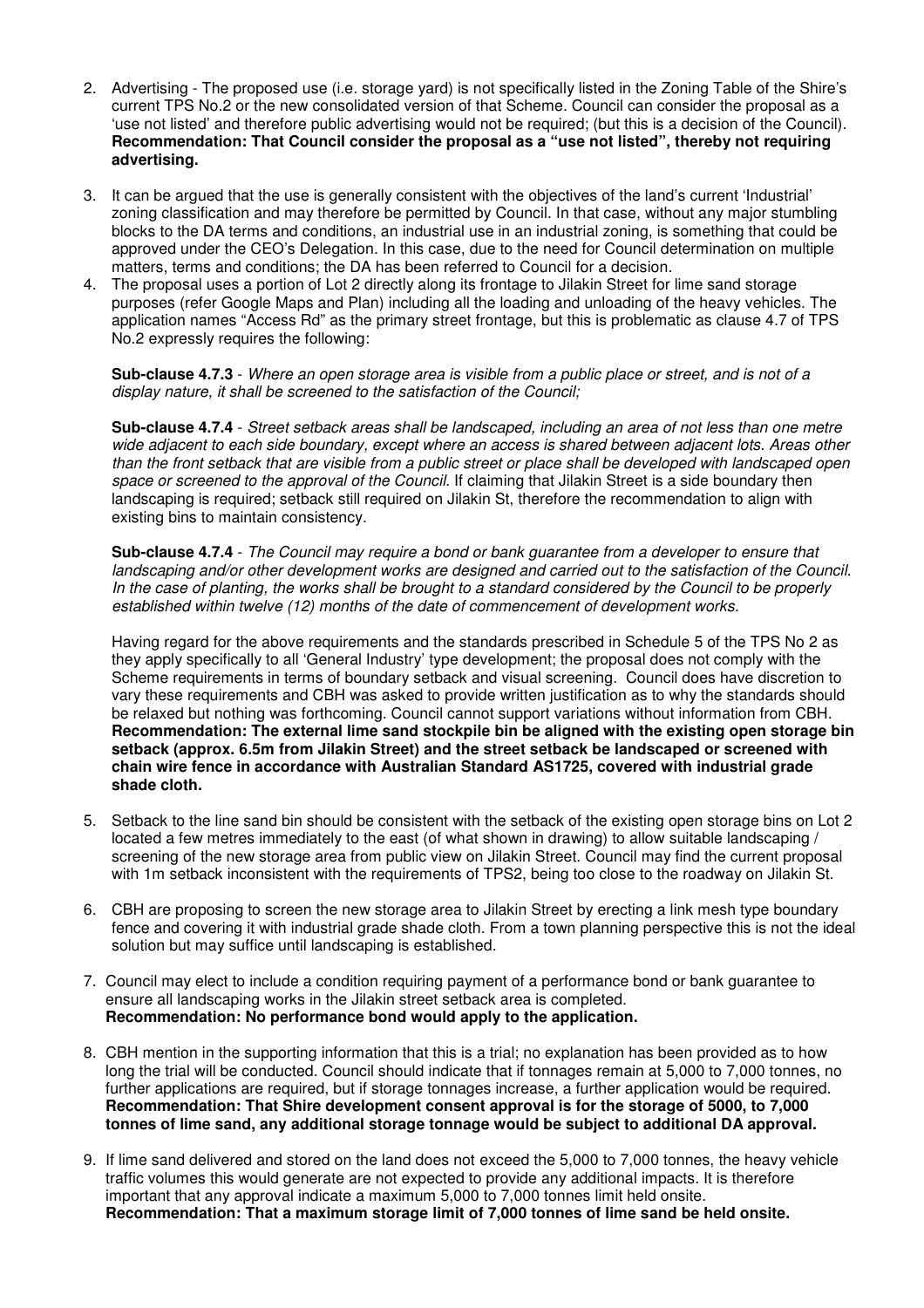2. Advertising - The proposed use (i.e. storage yard) is not specifically listed in the Zoning Table of the Shire's current TPS No.2 or the new consolidated version of that Scheme. Council can consider the proposal as a 'use not listed' and therefore public advertising would not be required; (but this is a decision of the Council). **Recommendation: That Council consider the proposal as a "use not listed", thereby not requiring advertising.**

3. It can be argued that the use is generally consistent with the objectives of the land's current 'Industrial' zoning classification and may therefore be permitted by Council. In that case, without any major stumbling blocks to the DA terms and conditions, an industrial use in an industrial zoning, is something that could be approved under the CEO's Delegation. In this case, due to the need for Council determination on multiple matters, terms and conditions; the DA has been referred to Council for a decision.

4. The proposal uses a portion of Lot 2 directly along its frontage to Jilakin Street for lime sand storage purposes (refer Google Maps and Plan) including all the loading and unloading of the heavy vehicles. The application names "Access Rd" as the primary street frontage, but this is problematic as clause 4.7 of TPS No.2 expressly requires the following:

   **Sub-clause 4.7.3** - *Where an open storage area is visible from a public place or street, and is not of a display nature, it shall be screened to the satisfaction of the Council;*

   **Sub-clause 4.7.4** - *Street setback areas shall be landscaped, including an area of not less than one metre wide adjacent to each side boundary, except where an access is shared between adjacent lots. Areas other than the front setback that are visible from a public street or place shall be developed with landscaped open space or screened to the approval of the Council.* If claiming that Jilakin Street is a side boundary then landscaping is required; setback still required on Jilakin St, therefore the recommendation to align with existing bins to maintain consistency.

   **Sub-clause 4.7.4** - *The Council may require a bond or bank guarantee from a developer to ensure that landscaping and/or other development works are designed and carried out to the satisfaction of the Council. In the case of planting, the works shall be brought to a standard considered by the Council to be properly established within twelve (12) months of the date of commencement of development works.*

   Having regard for the above requirements and the standards prescribed in Schedule 5 of the TPS No 2 as they apply specifically to all 'General Industry' type development; the proposal does not comply with the Scheme requirements in terms of boundary setback and visual screening. Council does have discretion to vary these requirements and CBH was asked to provide written justification as to why the standards should be relaxed but nothing was forthcoming. Council cannot support variations without information from CBH. **Recommendation: The external lime sand stockpile bin be aligned with the existing open storage bin setback (approx. 6.5m from Jilakin Street) and the street setback be landscaped or screened with chain wire fence in accordance with Australian Standard AS1725, covered with industrial grade shade cloth.**

5. Setback to the line sand bin should be consistent with the setback of the existing open storage bins on Lot 2 located a few metres immediately to the east (of what shown in drawing) to allow suitable landscaping / screening of the new storage area from public view on Jilakin Street. Council may find the current proposal with 1m setback inconsistent with the requirements of TPS2, being too close to the roadway on Jilakin St.

6. CBH are proposing to screen the new storage area to Jilakin Street by erecting a link mesh type boundary fence and covering it with industrial grade shade cloth. From a town planning perspective this is not the ideal solution but may suffice until landscaping is established.

7. Council may elect to include a condition requiring payment of a performance bond or bank guarantee to ensure all landscaping works in the Jilakin street setback area is completed. **Recommendation: No performance bond would apply to the application.**

8. CBH mention in the supporting information that this is a trial; no explanation has been provided as to how long the trial will be conducted. Council should indicate that if tonnages remain at 5,000 to 7,000 tonnes, no further applications are required, but if storage tonnages increase, a further application would be required. **Recommendation: That Shire development consent approval is for the storage of 5000, to 7,000 tonnes of lime sand, any additional storage tonnage would be subject to additional DA approval.**

9. If lime sand delivered and stored on the land does not exceed the 5,000 to 7,000 tonnes, the heavy vehicle traffic volumes this would generate are not expected to provide any additional impacts. It is therefore important that any approval indicate a maximum 5,000 to 7,000 tonnes limit held onsite. **Recommendation: That a maximum storage limit of 7,000 tonnes of lime sand be held onsite.**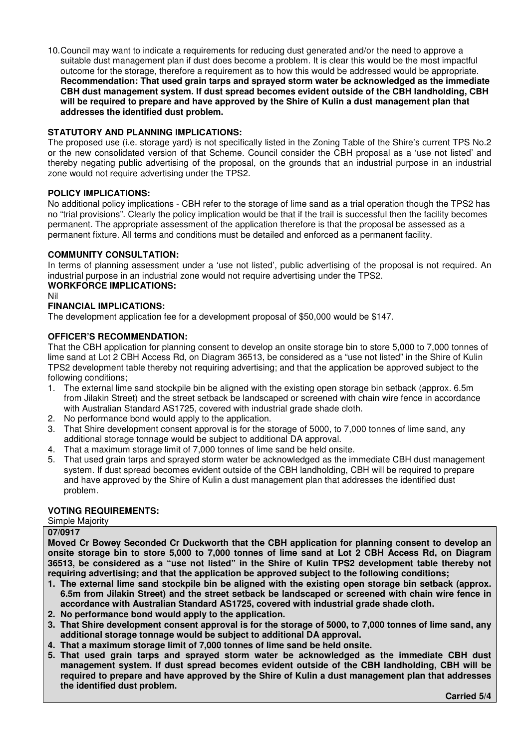10. Council may want to indicate a requirements for reducing dust generated and/or the need to approve a suitable dust management plan if dust does become a problem. It is clear this would be the most impactful outcome for the storage, therefore a requirement as to how this would be addressed would be appropriate. **Recommendation: That used grain tarps and sprayed storm water be acknowledged as the immediate CBH dust management system. If dust spread becomes evident outside of the CBH landholding, CBH will be required to prepare and have approved by the Shire of Kulin a dust management plan that addresses the identified dust problem.**

**STATUTORY AND PLANNING IMPLICATIONS:**

The proposed use (i.e. storage yard) is not specifically listed in the Zoning Table of the Shire's current TPS No.2 or the new consolidated version of that Scheme. Council consider the CBH proposal as a 'use not listed' and thereby negating public advertising of the proposal, on the grounds that an industrial purpose in an industrial zone would not require advertising under the TPS2.

**POLICY IMPLICATIONS:**

No additional policy implications - CBH refer to the storage of lime sand as a trial operation though the TPS2 has no "trial provisions". Clearly the policy implication would be that if the trail is successful then the facility becomes permanent. The appropriate assessment of the application therefore is that the proposal be assessed as a permanent fixture. All terms and conditions must be detailed and enforced as a permanent facility.

**COMMUNITY CONSULTATION:**

In terms of planning assessment under a 'use not listed', public advertising of the proposal is not required. An industrial purpose in an industrial zone would not require advertising under the TPS2.

**WORKFORCE IMPLICATIONS:**

Nil

**FINANCIAL IMPLICATIONS:**

The development application fee for a development proposal of $50,000 would be $147.

**OFFICER'S RECOMMENDATION:**

That the CBH application for planning consent to develop an onsite storage bin to store 5,000 to 7,000 tonnes of lime sand at Lot 2 CBH Access Rd, on Diagram 36513, be considered as a "use not listed" in the Shire of Kulin TPS2 development table thereby not requiring advertising; and that the application be approved subject to the following conditions;

1. The external lime sand stockpile bin be aligned with the existing open storage bin setback (approx. 6.5m from Jilakin Street) and the street setback be landscaped or screened with chain wire fence in accordance with Australian Standard AS1725, covered with industrial grade shade cloth.
2. No performance bond would apply to the application.
3. That Shire development consent approval is for the storage of 5000, to 7,000 tonnes of lime sand, any additional storage tonnage would be subject to additional DA approval.
4. That a maximum storage limit of 7,000 tonnes of lime sand be held onsite.
5. That used grain tarps and sprayed storm water be acknowledged as the immediate CBH dust management system. If dust spread becomes evident outside of the CBH landholding, CBH will be required to prepare and have approved by the Shire of Kulin a dust management plan that addresses the identified dust problem.

**VOTING REQUIREMENTS:**

Simple Majority

**07/0917**

**Moved Cr Bowey Seconded Cr Duckworth that the CBH application for planning consent to develop an onsite storage bin to store 5,000 to 7,000 tonnes of lime sand at Lot 2 CBH Access Rd, on Diagram 36513, be considered as a "use not listed" in the Shire of Kulin TPS2 development table thereby not requiring advertising; and that the application be approved subject to the following conditions;**

1. **The external lime sand stockpile bin be aligned with the existing open storage bin setback (approx. 6.5m from Jilakin Street) and the street setback be landscaped or screened with chain wire fence in accordance with Australian Standard AS1725, covered with industrial grade shade cloth.**
2. **No performance bond would apply to the application.**
3. **That Shire development consent approval is for the storage of 5000, to 7,000 tonnes of lime sand, any additional storage tonnage would be subject to additional DA approval.**
4. **That a maximum storage limit of 7,000 tonnes of lime sand be held onsite.**
5. **That used grain tarps and sprayed storm water be acknowledged as the immediate CBH dust management system. If dust spread becomes evident outside of the CBH landholding, CBH will be required to prepare and have approved by the Shire of Kulin a dust management plan that addresses the identified dust problem.**

**Carried 5/4**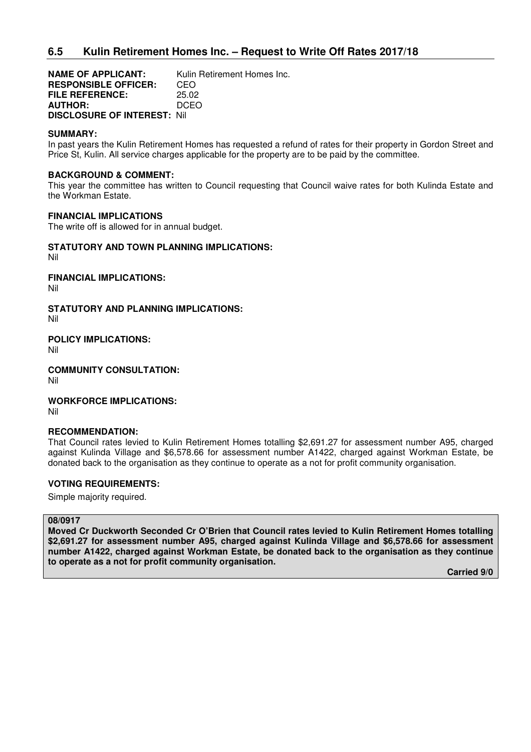## 6.5 Kulin Retirement Homes Inc. – Request to Write Off Rates 2017/18

**NAME OF APPLICANT:** Kulin Retirement Homes Inc.
**RESPONSIBLE OFFICER:** CEO
**FILE REFERENCE:** 25.02
**AUTHOR:** DCEO
**DISCLOSURE OF INTEREST:** Nil

**SUMMARY:**
In past years the Kulin Retirement Homes has requested a refund of rates for their property in Gordon Street and Price St, Kulin. All service charges applicable for the property are to be paid by the committee.

**BACKGROUND & COMMENT:**
This year the committee has written to Council requesting that Council waive rates for both Kulinda Estate and the Workman Estate.

**FINANCIAL IMPLICATIONS**
The write off is allowed for in annual budget.

**STATUTORY AND TOWN PLANNING IMPLICATIONS:**
Nil

**FINANCIAL IMPLICATIONS:**
Nil

**STATUTORY AND PLANNING IMPLICATIONS:**
Nil

**POLICY IMPLICATIONS:**
Nil

**COMMUNITY CONSULTATION:**
Nil

**WORKFORCE IMPLICATIONS:**
Nil

**RECOMMENDATION:**
That Council rates levied to Kulin Retirement Homes totalling $2,691.27 for assessment number A95, charged against Kulinda Village and $6,578.66 for assessment number A1422, charged against Workman Estate, be donated back to the organisation as they continue to operate as a not for profit community organisation.

**VOTING REQUIREMENTS:**
Simple majority required.

**08/0917**
**Moved Cr Duckworth Seconded Cr O'Brien that Council rates levied to Kulin Retirement Homes totalling $2,691.27 for assessment number A95, charged against Kulinda Village and $6,578.66 for assessment number A1422, charged against Workman Estate, be donated back to the organisation as they continue to operate as a not for profit community organisation.**

**Carried 9/0**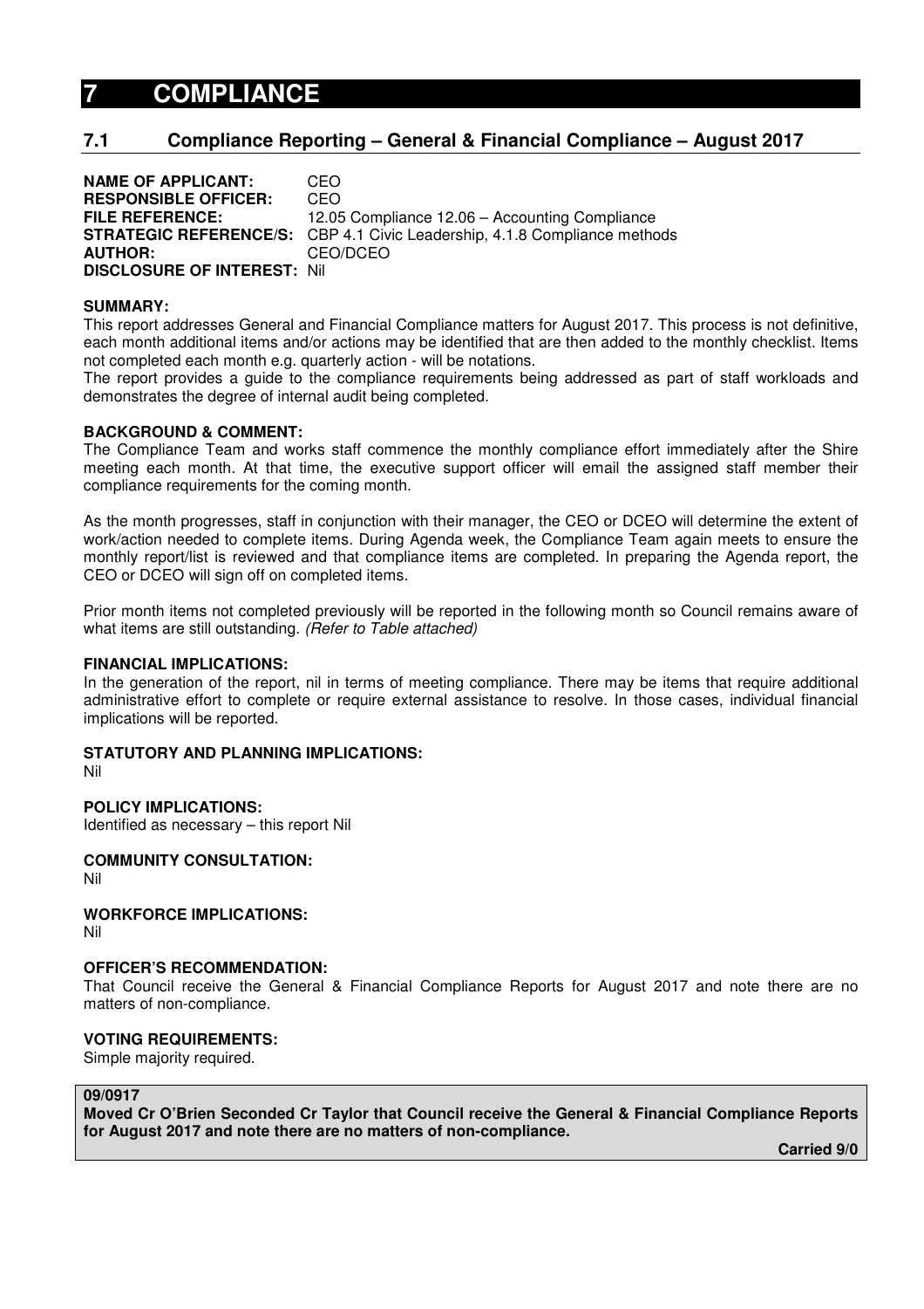# 7 COMPLIANCE

## 7.1 Compliance Reporting – General & Financial Compliance – August 2017

**NAME OF APPLICANT:** CEO
**RESPONSIBLE OFFICER:** CEO
**FILE REFERENCE:** 12.05 Compliance 12.06 – Accounting Compliance
**STRATEGIC REFERENCE/S:** CBP 4.1 Civic Leadership, 4.1.8 Compliance methods
**AUTHOR:** CEO/DCEO
**DISCLOSURE OF INTEREST:** Nil

**SUMMARY:**
This report addresses General and Financial Compliance matters for August 2017. This process is not definitive, each month additional items and/or actions may be identified that are then added to the monthly checklist. Items not completed each month e.g. quarterly action - will be notations.
The report provides a guide to the compliance requirements being addressed as part of staff workloads and demonstrates the degree of internal audit being completed.

**BACKGROUND & COMMENT:**
The Compliance Team and works staff commence the monthly compliance effort immediately after the Shire meeting each month. At that time, the executive support officer will email the assigned staff member their compliance requirements for the coming month.

As the month progresses, staff in conjunction with their manager, the CEO or DCEO will determine the extent of work/action needed to complete items. During Agenda week, the Compliance Team again meets to ensure the monthly report/list is reviewed and that compliance items are completed. In preparing the Agenda report, the CEO or DCEO will sign off on completed items.

Prior month items not completed previously will be reported in the following month so Council remains aware of what items are still outstanding. *(Refer to Table attached)*

**FINANCIAL IMPLICATIONS:**
In the generation of the report, nil in terms of meeting compliance. There may be items that require additional administrative effort to complete or require external assistance to resolve. In those cases, individual financial implications will be reported.

**STATUTORY AND PLANNING IMPLICATIONS:**
Nil

**POLICY IMPLICATIONS:**
Identified as necessary – this report Nil

**COMMUNITY CONSULTATION:**
Nil

**WORKFORCE IMPLICATIONS:**
Nil

**OFFICER'S RECOMMENDATION:**
That Council receive the General & Financial Compliance Reports for August 2017 and note there are no matters of non-compliance.

**VOTING REQUIREMENTS:**
Simple majority required.

**09/0917**
**Moved Cr O'Brien Seconded Cr Taylor that Council receive the General & Financial Compliance Reports for August 2017 and note there are no matters of non-compliance.**

**Carried 9/0**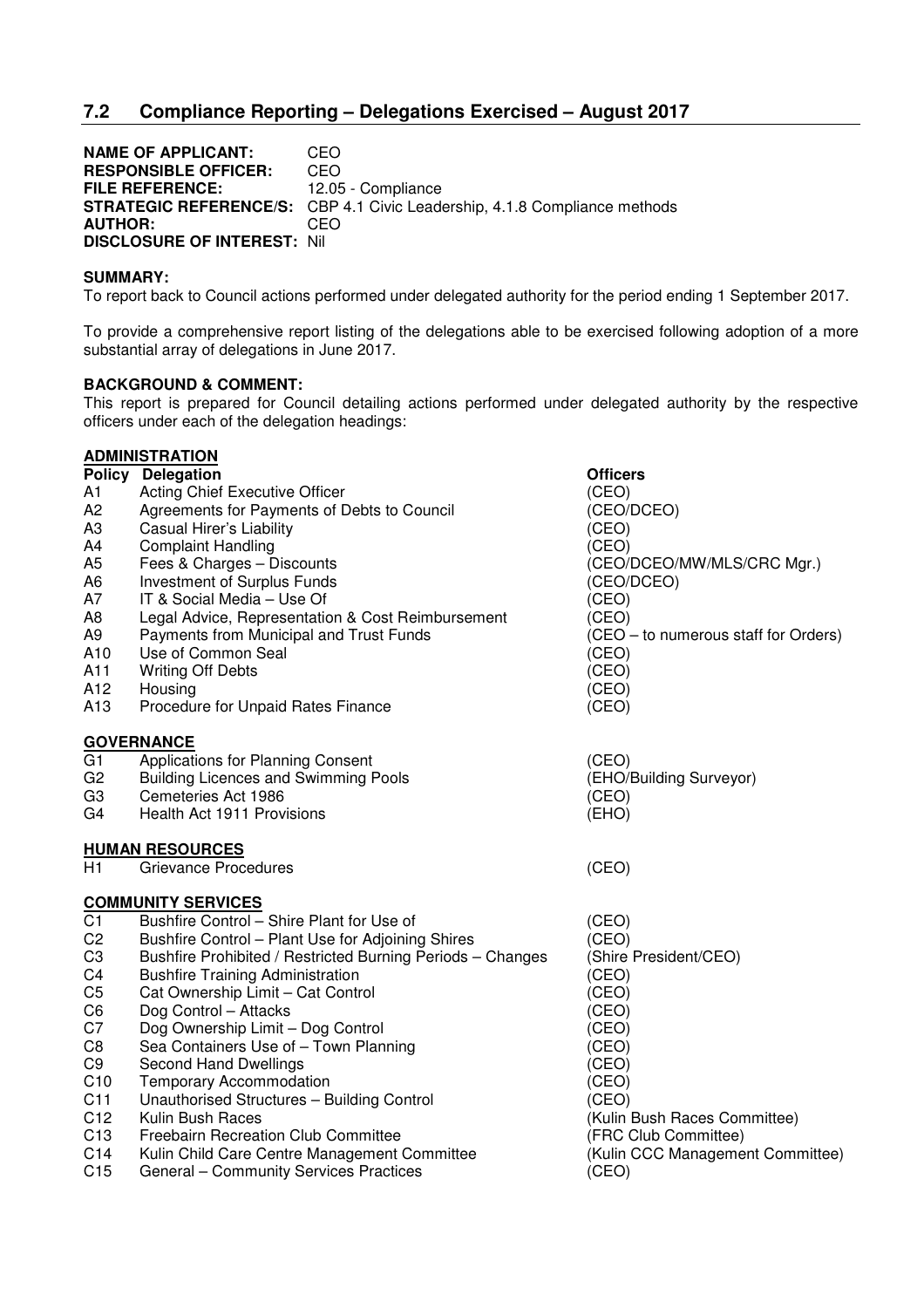## 7.2 Compliance Reporting – Delegations Exercised – August 2017

**NAME OF APPLICANT:** CEO
**RESPONSIBLE OFFICER:** CEO
**FILE REFERENCE:** 12.05 - Compliance
**STRATEGIC REFERENCE/S:** CBP 4.1 Civic Leadership, 4.1.8 Compliance methods
**AUTHOR:** CEO
**DISCLOSURE OF INTEREST:** Nil

**SUMMARY:**

To report back to Council actions performed under delegated authority for the period ending 1 September 2017.

To provide a comprehensive report listing of the delegations able to be exercised following adoption of a more substantial array of delegations in June 2017.

**BACKGROUND & COMMENT:**

This report is prepared for Council detailing actions performed under delegated authority by the respective officers under each of the delegation headings:

**ADMINISTRATION**

| Policy | Delegation | Officers |
|---|---|---|
| A1 | Acting Chief Executive Officer | (CEO) |
| A2 | Agreements for Payments of Debts to Council | (CEO/DCEO) |
| A3 | Casual Hirer's Liability | (CEO) |
| A4 | Complaint Handling | (CEO) |
| A5 | Fees & Charges – Discounts | (CEO/DCEO/MW/MLS/CRC Mgr.) |
| A6 | Investment of Surplus Funds | (CEO/DCEO) |
| A7 | IT & Social Media – Use Of | (CEO) |
| A8 | Legal Advice, Representation & Cost Reimbursement | (CEO) |
| A9 | Payments from Municipal and Trust Funds | (CEO – to numerous staff for Orders) |
| A10 | Use of Common Seal | (CEO) |
| A11 | Writing Off Debts | (CEO) |
| A12 | Housing | (CEO) |
| A13 | Procedure for Unpaid Rates Finance | (CEO) |

**GOVERNANCE**

| | | |
|---|---|---|
| G1 | Applications for Planning Consent | (CEO) |
| G2 | Building Licences and Swimming Pools | (EHO/Building Surveyor) |
| G3 | Cemeteries Act 1986 | (CEO) |
| G4 | Health Act 1911 Provisions | (EHO) |

**HUMAN RESOURCES**

| | | |
|---|---|---|
| H1 | Grievance Procedures | (CEO) |

**COMMUNITY SERVICES**

| | | |
|---|---|---|
| C1 | Bushfire Control – Shire Plant for Use of | (CEO) |
| C2 | Bushfire Control – Plant Use for Adjoining Shires | (CEO) |
| C3 | Bushfire Prohibited / Restricted Burning Periods – Changes | (Shire President/CEO) |
| C4 | Bushfire Training Administration | (CEO) |
| C5 | Cat Ownership Limit – Cat Control | (CEO) |
| C6 | Dog Control – Attacks | (CEO) |
| C7 | Dog Ownership Limit – Dog Control | (CEO) |
| C8 | Sea Containers Use of – Town Planning | (CEO) |
| C9 | Second Hand Dwellings | (CEO) |
| C10 | Temporary Accommodation | (CEO) |
| C11 | Unauthorised Structures – Building Control | (CEO) |
| C12 | Kulin Bush Races | (Kulin Bush Races Committee) |
| C13 | Freebairn Recreation Club Committee | (FRC Club Committee) |
| C14 | Kulin Child Care Centre Management Committee | (Kulin CCC Management Committee) |
| C15 | General – Community Services Practices | (CEO) |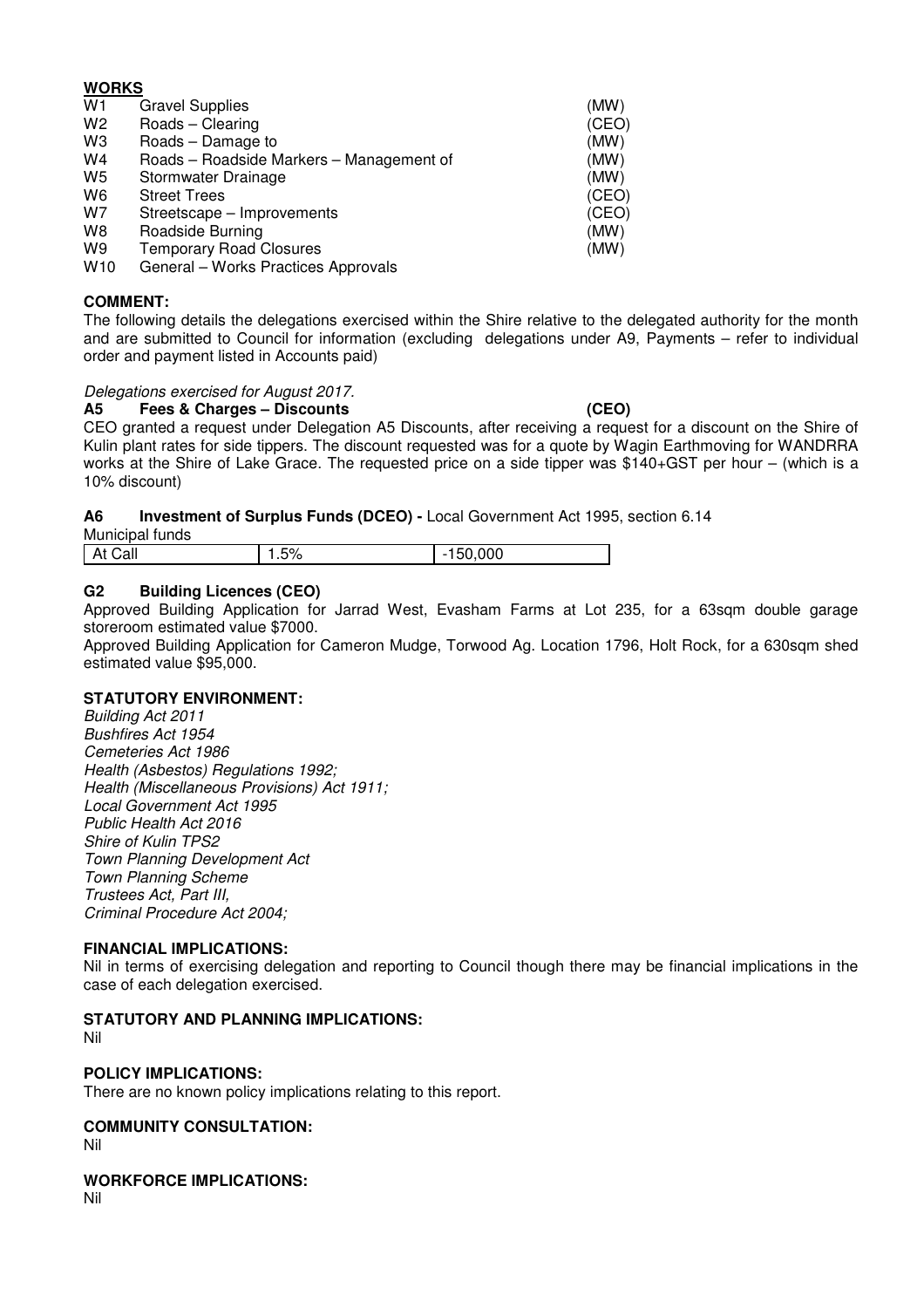**WORKS**

| | | |
|---|---|---|
| W1 | Gravel Supplies | (MW) |
| W2 | Roads – Clearing | (CEO) |
| W3 | Roads – Damage to | (MW) |
| W4 | Roads – Roadside Markers – Management of | (MW) |
| W5 | Stormwater Drainage | (MW) |
| W6 | Street Trees | (CEO) |
| W7 | Streetscape – Improvements | (CEO) |
| W8 | Roadside Burning | (MW) |
| W9 | Temporary Road Closures | (MW) |
| W10 | General – Works Practices Approvals | |

**COMMENT:**

The following details the delegations exercised within the Shire relative to the delegated authority for the month and are submitted to Council for information (excluding delegations under A9, Payments – refer to individual order and payment listed in Accounts paid)

*Delegations exercised for August 2017.*

**A5 Fees & Charges – Discounts (CEO)**

CEO granted a request under Delegation A5 Discounts, after receiving a request for a discount on the Shire of Kulin plant rates for side tippers. The discount requested was for a quote by Wagin Earthmoving for WANDRRA works at the Shire of Lake Grace. The requested price on a side tipper was $140+GST per hour – (which is a 10% discount)

**A6 Investment of Surplus Funds (DCEO) -** Local Government Act 1995, section 6.14

Municipal funds

| | | |
|---|---|---|
| At Call | 1.5% | -150,000 |

**G2 Building Licences (CEO)**

Approved Building Application for Jarrad West, Evasham Farms at Lot 235, for a 63sqm double garage storeroom estimated value $7000.

Approved Building Application for Cameron Mudge, Torwood Ag. Location 1796, Holt Rock, for a 630sqm shed estimated value $95,000.

**STATUTORY ENVIRONMENT:**

*Building Act 2011*
*Bushfires Act 1954*
*Cemeteries Act 1986*
*Health (Asbestos) Regulations 1992;*
*Health (Miscellaneous Provisions) Act 1911;*
*Local Government Act 1995*
*Public Health Act 2016*
*Shire of Kulin TPS2*
*Town Planning Development Act*
*Town Planning Scheme*
*Trustees Act, Part III,*
*Criminal Procedure Act 2004;*

**FINANCIAL IMPLICATIONS:**

Nil in terms of exercising delegation and reporting to Council though there may be financial implications in the case of each delegation exercised.

**STATUTORY AND PLANNING IMPLICATIONS:**

Nil

**POLICY IMPLICATIONS:**

There are no known policy implications relating to this report.

**COMMUNITY CONSULTATION:**

Nil

**WORKFORCE IMPLICATIONS:**

Nil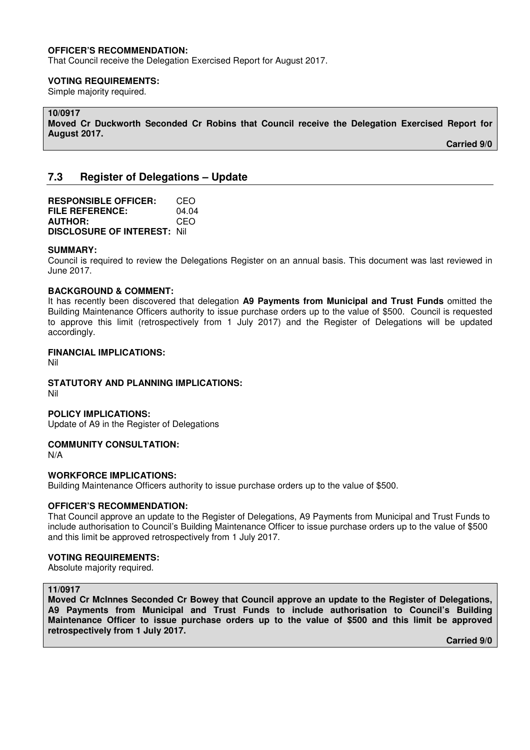**OFFICER'S RECOMMENDATION:**
That Council receive the Delegation Exercised Report for August 2017.

**VOTING REQUIREMENTS:**
Simple majority required.

**10/0917**
**Moved Cr Duckworth Seconded Cr Robins that Council receive the Delegation Exercised Report for August 2017.**

**Carried 9/0**

## 7.3 Register of Delegations – Update

**RESPONSIBLE OFFICER:** CEO
**FILE REFERENCE:** 04.04
**AUTHOR:** CEO
**DISCLOSURE OF INTEREST:** Nil

**SUMMARY:**
Council is required to review the Delegations Register on an annual basis. This document was last reviewed in June 2017.

**BACKGROUND & COMMENT:**
It has recently been discovered that delegation **A9 Payments from Municipal and Trust Funds** omitted the Building Maintenance Officers authority to issue purchase orders up to the value of $500. Council is requested to approve this limit (retrospectively from 1 July 2017) and the Register of Delegations will be updated accordingly.

**FINANCIAL IMPLICATIONS:**
Nil

**STATUTORY AND PLANNING IMPLICATIONS:**
Nil

**POLICY IMPLICATIONS:**
Update of A9 in the Register of Delegations

**COMMUNITY CONSULTATION:**
N/A

**WORKFORCE IMPLICATIONS:**
Building Maintenance Officers authority to issue purchase orders up to the value of $500.

**OFFICER'S RECOMMENDATION:**
That Council approve an update to the Register of Delegations, A9 Payments from Municipal and Trust Funds to include authorisation to Council's Building Maintenance Officer to issue purchase orders up to the value of $500 and this limit be approved retrospectively from 1 July 2017.

**VOTING REQUIREMENTS:**
Absolute majority required.

**11/0917**
**Moved Cr McInnes Seconded Cr Bowey that Council approve an update to the Register of Delegations, A9 Payments from Municipal and Trust Funds to include authorisation to Council's Building Maintenance Officer to issue purchase orders up to the value of $500 and this limit be approved retrospectively from 1 July 2017.**

**Carried 9/0**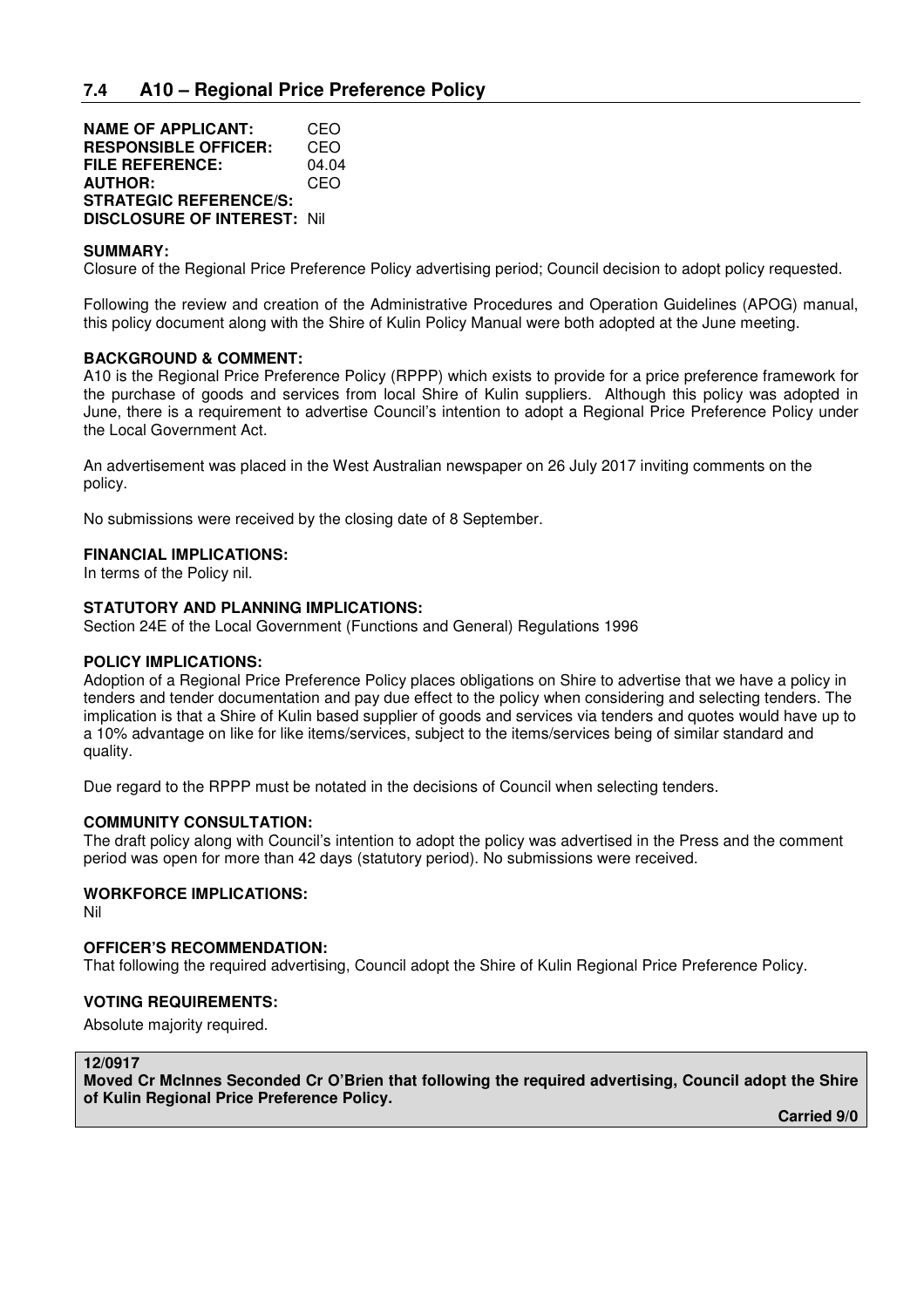## 7.4 A10 – Regional Price Preference Policy

**NAME OF APPLICANT:** CEO
**RESPONSIBLE OFFICER:** CEO
**FILE REFERENCE:** 04.04
**AUTHOR:** CEO
**STRATEGIC REFERENCE/S:**
**DISCLOSURE OF INTEREST:** Nil

**SUMMARY:**
Closure of the Regional Price Preference Policy advertising period; Council decision to adopt policy requested.

Following the review and creation of the Administrative Procedures and Operation Guidelines (APOG) manual, this policy document along with the Shire of Kulin Policy Manual were both adopted at the June meeting.

**BACKGROUND & COMMENT:**
A10 is the Regional Price Preference Policy (RPPP) which exists to provide for a price preference framework for the purchase of goods and services from local Shire of Kulin suppliers. Although this policy was adopted in June, there is a requirement to advertise Council's intention to adopt a Regional Price Preference Policy under the Local Government Act.

An advertisement was placed in the West Australian newspaper on 26 July 2017 inviting comments on the policy.

No submissions were received by the closing date of 8 September.

**FINANCIAL IMPLICATIONS:**
In terms of the Policy nil.

**STATUTORY AND PLANNING IMPLICATIONS:**
Section 24E of the Local Government (Functions and General) Regulations 1996

**POLICY IMPLICATIONS:**
Adoption of a Regional Price Preference Policy places obligations on Shire to advertise that we have a policy in tenders and tender documentation and pay due effect to the policy when considering and selecting tenders. The implication is that a Shire of Kulin based supplier of goods and services via tenders and quotes would have up to a 10% advantage on like for like items/services, subject to the items/services being of similar standard and quality.

Due regard to the RPPP must be notated in the decisions of Council when selecting tenders.

**COMMUNITY CONSULTATION:**
The draft policy along with Council's intention to adopt the policy was advertised in the Press and the comment period was open for more than 42 days (statutory period). No submissions were received.

**WORKFORCE IMPLICATIONS:**
Nil

**OFFICER'S RECOMMENDATION:**
That following the required advertising, Council adopt the Shire of Kulin Regional Price Preference Policy.

**VOTING REQUIREMENTS:**

Absolute majority required.

**12/0917**
**Moved Cr McInnes Seconded Cr O'Brien that following the required advertising, Council adopt the Shire of Kulin Regional Price Preference Policy.**

**Carried 9/0**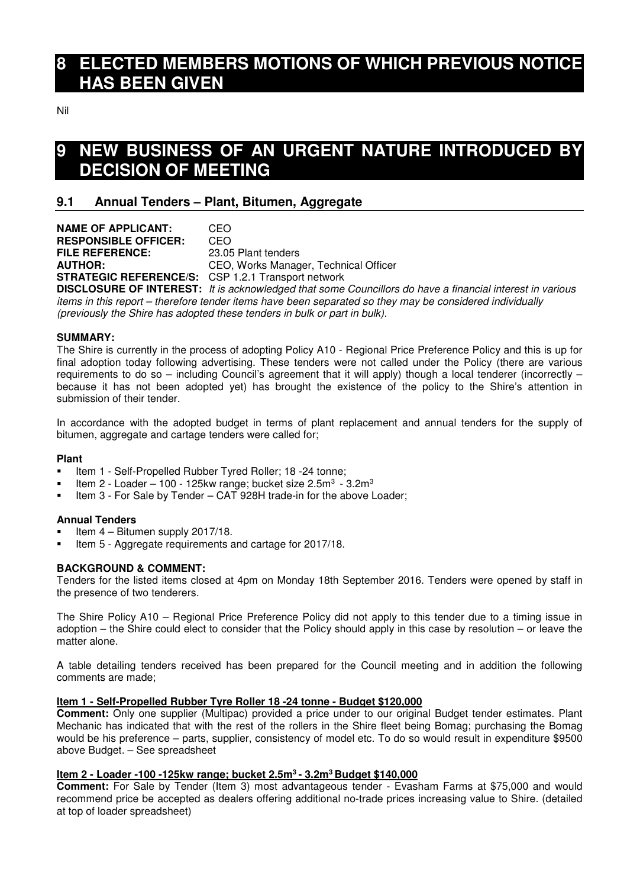# 8 ELECTED MEMBERS MOTIONS OF WHICH PREVIOUS NOTICE HAS BEEN GIVEN

Nil

# 9 NEW BUSINESS OF AN URGENT NATURE INTRODUCED BY DECISION OF MEETING

## 9.1 Annual Tenders – Plant, Bitumen, Aggregate

**NAME OF APPLICANT:** CEO
**RESPONSIBLE OFFICER:** CEO
**FILE REFERENCE:** 23.05 Plant tenders
**AUTHOR:** CEO, Works Manager, Technical Officer
**STRATEGIC REFERENCE/S:** CSP 1.2.1 Transport network
**DISCLOSURE OF INTEREST:** *It is acknowledged that some Councillors do have a financial interest in various items in this report – therefore tender items have been separated so they may be considered individually (previously the Shire has adopted these tenders in bulk or part in bulk).*

**SUMMARY:**
The Shire is currently in the process of adopting Policy A10 - Regional Price Preference Policy and this is up for final adoption today following advertising. These tenders were not called under the Policy (there are various requirements to do so – including Council's agreement that it will apply) though a local tenderer (incorrectly – because it has not been adopted yet) has brought the existence of the policy to the Shire's attention in submission of their tender.

In accordance with the adopted budget in terms of plant replacement and annual tenders for the supply of bitumen, aggregate and cartage tenders were called for;

**Plant**

- Item 1 - Self-Propelled Rubber Tyred Roller; 18 -24 tonne;
- Item 2 - Loader – 100 - 125kw range; bucket size $2.5m^3$ - $3.2m^3$
- Item 3 - For Sale by Tender – CAT 928H trade-in for the above Loader;

**Annual Tenders**

- Item 4 – Bitumen supply 2017/18.
- Item 5 - Aggregate requirements and cartage for 2017/18.

**BACKGROUND & COMMENT:**
Tenders for the listed items closed at 4pm on Monday 18th September 2016. Tenders were opened by staff in the presence of two tenderers.

The Shire Policy A10 – Regional Price Preference Policy did not apply to this tender due to a timing issue in adoption – the Shire could elect to consider that the Policy should apply in this case by resolution – or leave the matter alone.

A table detailing tenders received has been prepared for the Council meeting and in addition the following comments are made;

**Item 1 - Self-Propelled Rubber Tyre Roller 18 -24 tonne - Budget \$120,000**

**Comment:** Only one supplier (Multipac) provided a price under to our original Budget tender estimates. Plant Mechanic has indicated that with the rest of the rollers in the Shire fleet being Bomag; purchasing the Bomag would be his preference – parts, supplier, consistency of model etc. To do so would result in expenditure \$9500 above Budget. – See spreadsheet

**Item 2 - Loader -100 -125kw range; bucket $2.5m^3$ - $3.2m^3$ Budget \$140,000**

**Comment:** For Sale by Tender (Item 3) most advantageous tender - Evasham Farms at \$75,000 and would recommend price be accepted as dealers offering additional no-trade prices increasing value to Shire. (detailed at top of loader spreadsheet)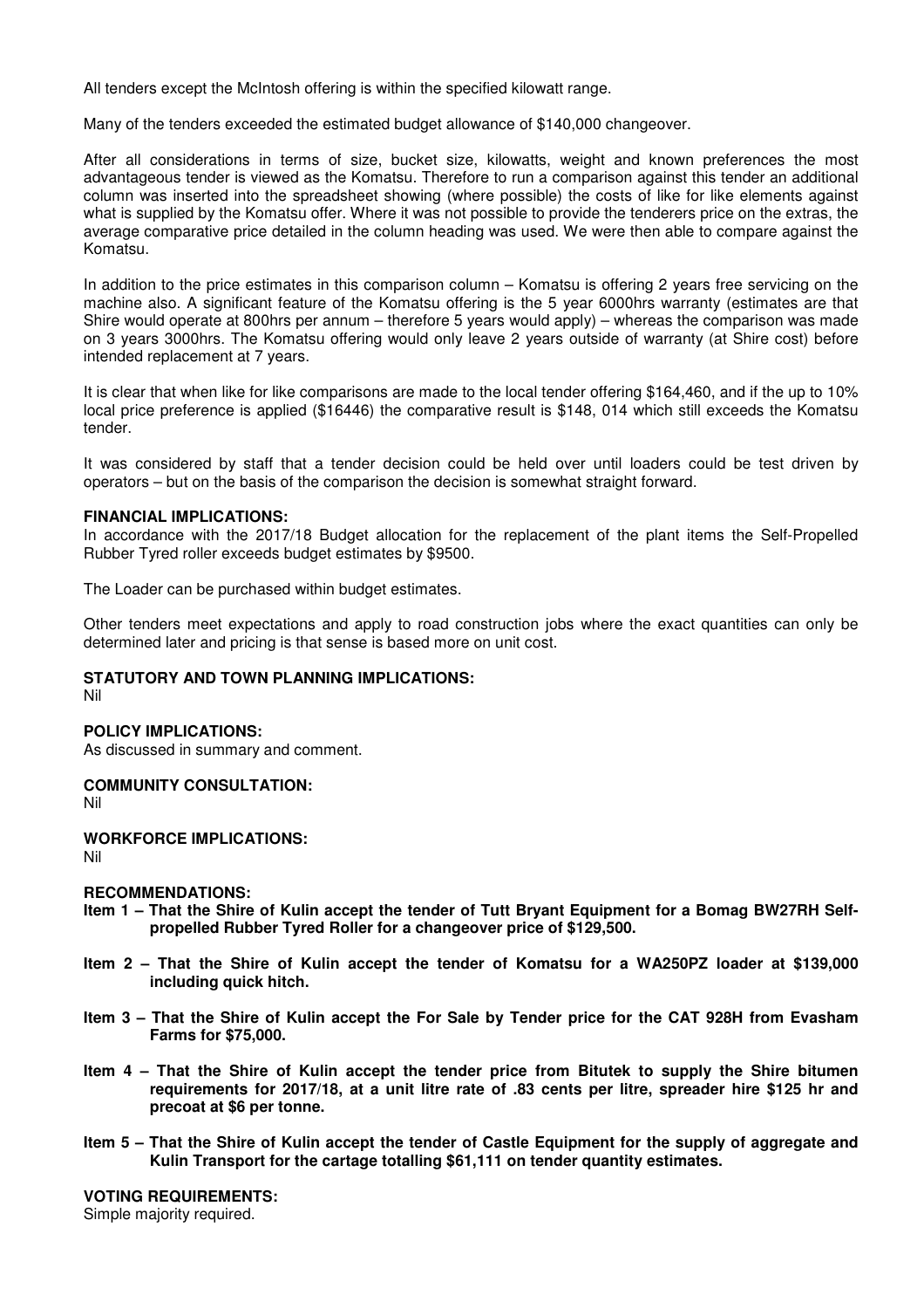All tenders except the McIntosh offering is within the specified kilowatt range.

Many of the tenders exceeded the estimated budget allowance of $140,000 changeover.

After all considerations in terms of size, bucket size, kilowatts, weight and known preferences the most advantageous tender is viewed as the Komatsu. Therefore to run a comparison against this tender an additional column was inserted into the spreadsheet showing (where possible) the costs of like for like elements against what is supplied by the Komatsu offer. Where it was not possible to provide the tenderers price on the extras, the average comparative price detailed in the column heading was used. We were then able to compare against the Komatsu.

In addition to the price estimates in this comparison column – Komatsu is offering 2 years free servicing on the machine also. A significant feature of the Komatsu offering is the 5 year 6000hrs warranty (estimates are that Shire would operate at 800hrs per annum – therefore 5 years would apply) – whereas the comparison was made on 3 years 3000hrs. The Komatsu offering would only leave 2 years outside of warranty (at Shire cost) before intended replacement at 7 years.

It is clear that when like for like comparisons are made to the local tender offering $164,460, and if the up to 10% local price preference is applied ($16446) the comparative result is $148, 014 which still exceeds the Komatsu tender.

It was considered by staff that a tender decision could be held over until loaders could be test driven by operators – but on the basis of the comparison the decision is somewhat straight forward.

**FINANCIAL IMPLICATIONS:**
In accordance with the 2017/18 Budget allocation for the replacement of the plant items the Self-Propelled Rubber Tyred roller exceeds budget estimates by $9500.

The Loader can be purchased within budget estimates.

Other tenders meet expectations and apply to road construction jobs where the exact quantities can only be determined later and pricing is that sense is based more on unit cost.

**STATUTORY AND TOWN PLANNING IMPLICATIONS:**
Nil

**POLICY IMPLICATIONS:**
As discussed in summary and comment.

**COMMUNITY CONSULTATION:**
Nil

**WORKFORCE IMPLICATIONS:**
Nil

**RECOMMENDATIONS:**

**Item 1 – That the Shire of Kulin accept the tender of Tutt Bryant Equipment for a Bomag BW27RH Self-propelled Rubber Tyred Roller for a changeover price of $129,500.**

**Item 2 – That the Shire of Kulin accept the tender of Komatsu for a WA250PZ loader at $139,000 including quick hitch.**

**Item 3 – That the Shire of Kulin accept the For Sale by Tender price for the CAT 928H from Evasham Farms for $75,000.**

**Item 4 – That the Shire of Kulin accept the tender price from Bitutek to supply the Shire bitumen requirements for 2017/18, at a unit litre rate of .83 cents per litre, spreader hire $125 hr and precoat at $6 per tonne.**

**Item 5 – That the Shire of Kulin accept the tender of Castle Equipment for the supply of aggregate and Kulin Transport for the cartage totalling $61,111 on tender quantity estimates.**

**VOTING REQUIREMENTS:**
Simple majority required.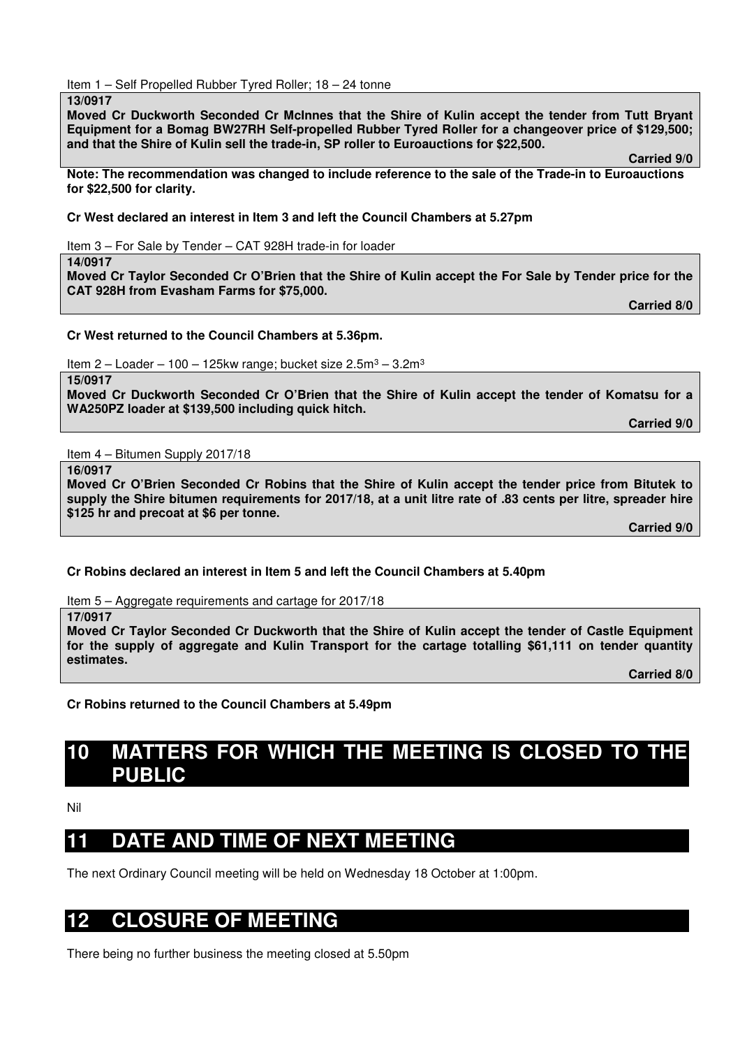Item 1 – Self Propelled Rubber Tyred Roller; 18 – 24 tonne

**13/0917**

**Moved Cr Duckworth Seconded Cr McInnes that the Shire of Kulin accept the tender from Tutt Bryant Equipment for a Bomag BW27RH Self-propelled Rubber Tyred Roller for a changeover price of $129,500; and that the Shire of Kulin sell the trade-in, SP roller to Euroauctions for $22,500.**

**Carried 9/0**

**Note: The recommendation was changed to include reference to the sale of the Trade-in to Euroauctions for $22,500 for clarity.**

**Cr West declared an interest in Item 3 and left the Council Chambers at 5.27pm**

Item 3 – For Sale by Tender – CAT 928H trade-in for loader

**14/0917**

**Moved Cr Taylor Seconded Cr O'Brien that the Shire of Kulin accept the For Sale by Tender price for the CAT 928H from Evasham Farms for $75,000.**

**Carried 8/0**

**Cr West returned to the Council Chambers at 5.36pm.**

Item 2 – Loader – 100 – 125kw range; bucket size 2.5m$^3$ – 3.2m$^3$

**15/0917**

**Moved Cr Duckworth Seconded Cr O'Brien that the Shire of Kulin accept the tender of Komatsu for a WA250PZ loader at $139,500 including quick hitch.**

**Carried 9/0**

Item 4 – Bitumen Supply 2017/18

**16/0917**

**Moved Cr O'Brien Seconded Cr Robins that the Shire of Kulin accept the tender price from Bitutek to supply the Shire bitumen requirements for 2017/18, at a unit litre rate of .83 cents per litre, spreader hire $125 hr and precoat at $6 per tonne.**

**Carried 9/0**

**Cr Robins declared an interest in Item 5 and left the Council Chambers at 5.40pm**

Item 5 – Aggregate requirements and cartage for 2017/18

**17/0917**

**Moved Cr Taylor Seconded Cr Duckworth that the Shire of Kulin accept the tender of Castle Equipment for the supply of aggregate and Kulin Transport for the cartage totalling $61,111 on tender quantity estimates.**

**Carried 8/0**

**Cr Robins returned to the Council Chambers at 5.49pm**

# 10 MATTERS FOR WHICH THE MEETING IS CLOSED TO THE PUBLIC

Nil

# 11 DATE AND TIME OF NEXT MEETING

The next Ordinary Council meeting will be held on Wednesday 18 October at 1:00pm.

# 12 CLOSURE OF MEETING

There being no further business the meeting closed at 5.50pm